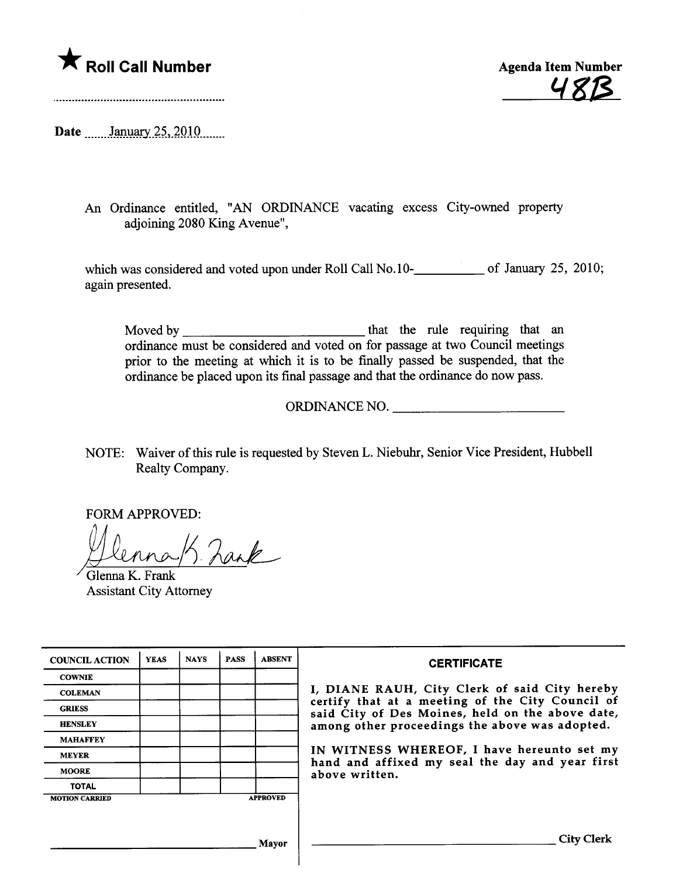★ **Roll Call Number**

..........................................................

**Agenda Item Number**

48B

**Date** January 25, 2010

An Ordinance entitled, "AN ORDINANCE vacating excess City-owned property adjoining 2080 King Avenue",

which was considered and voted upon under Roll Call No.10-__________ of January 25, 2010; again presented.

Moved by __________________________ that the rule requiring that an ordinance must be considered and voted on for passage at two Council meetings prior to the meeting at which it is to be finally passed be suspended, that the ordinance be placed upon its final passage and that the ordinance do now pass.

ORDINANCE NO. __________________________

NOTE: Waiver of this rule is requested by Steven L. Niebuhr, Senior Vice President, Hubbell Realty Company.

FORM APPROVED:

Glenna K. Frank
Assistant City Attorney

| COUNCIL ACTION | YEAS | NAYS | PASS | ABSENT |
| --- | --- | --- | --- | --- |
| COWNIE | | | | |
| COLEMAN | | | | |
| GRIESS | | | | |
| HENSLEY | | | | |
| MAHAFFEY | | | | |
| MEYER | | | | |
| MOORE | | | | |
| TOTAL | | | | |

MOTION CARRIED APPROVED

__________________________ Mayor

**CERTIFICATE**

I, DIANE RAUH, City Clerk of said City hereby certify that at a meeting of the City Council of said City of Des Moines, held on the above date, among other proceedings the above was adopted.

IN WITNESS WHEREOF, I have hereunto set my hand and affixed my seal the day and year first above written.

__________________________ City Clerk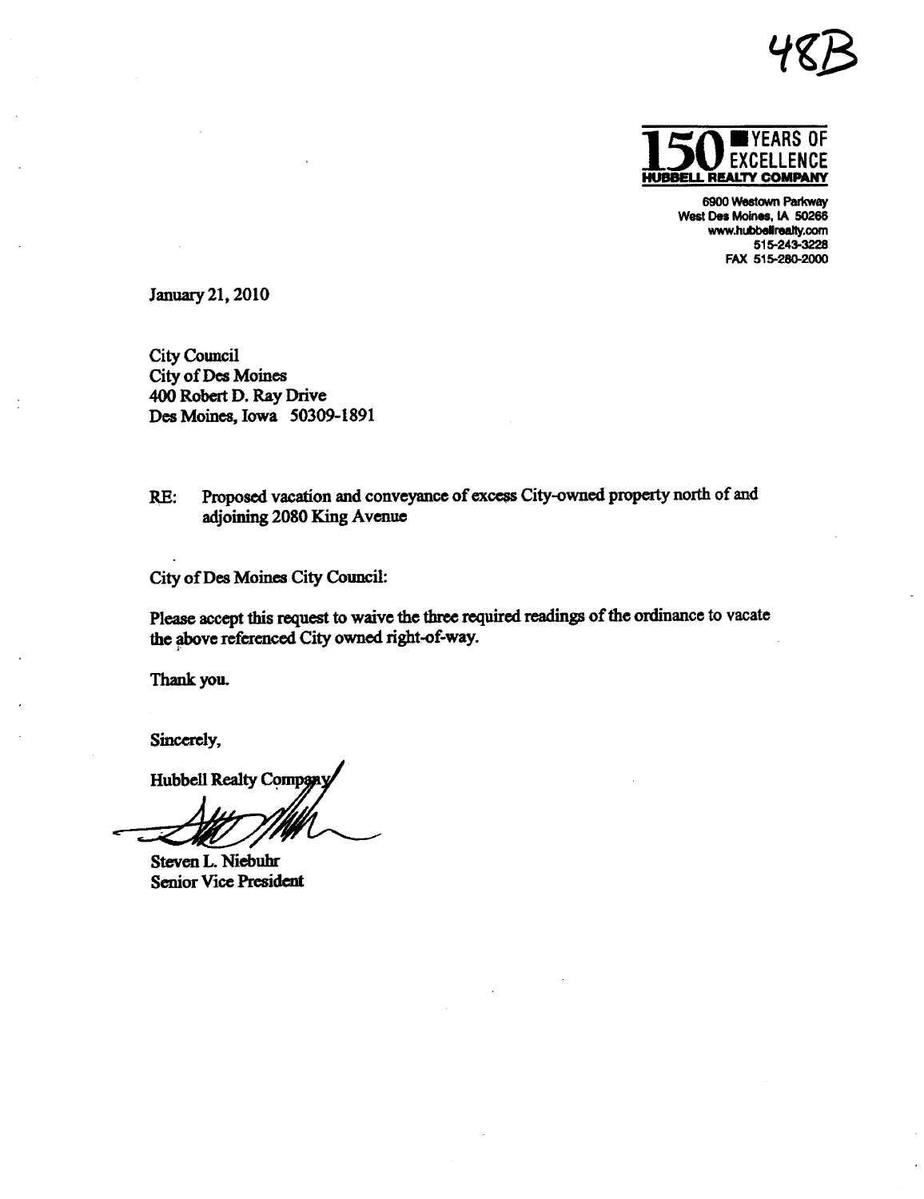48B

**150 YEARS OF EXCELLENCE**
**HUBBELL REALTY COMPANY**

6900 Westown Parkway
West Des Moines, IA 50266
www.hubbellrealty.com
515-243-3228
FAX 515-280-2000

January 21, 2010

City Council
City of Des Moines
400 Robert D. Ray Drive
Des Moines, Iowa 50309-1891

RE: Proposed vacation and conveyance of excess City-owned property north of and adjoining 2080 King Avenue

City of Des Moines City Council:

Please accept this request to waive the three required readings of the ordinance to vacate the above referenced City owned right-of-way.

Thank you.

Sincerely,

Hubbell Realty Company

Steven L. Niebuhr
Senior Vice President